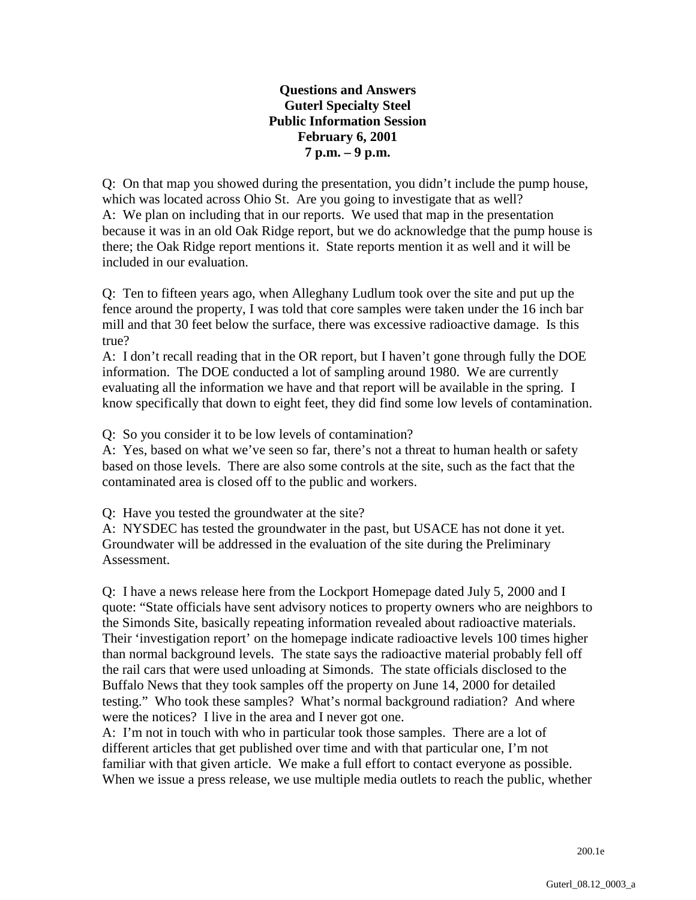**Questions and Answers**
**Guterl Specialty Steel**
**Public Information Session**
**February 6, 2001**
**7 p.m. – 9 p.m.**

Q: On that map you showed during the presentation, you didn't include the pump house, which was located across Ohio St. Are you going to investigate that as well?
A: We plan on including that in our reports. We used that map in the presentation because it was in an old Oak Ridge report, but we do acknowledge that the pump house is there; the Oak Ridge report mentions it. State reports mention it as well and it will be included in our evaluation.

Q: Ten to fifteen years ago, when Alleghany Ludlum took over the site and put up the fence around the property, I was told that core samples were taken under the 16 inch bar mill and that 30 feet below the surface, there was excessive radioactive damage. Is this true?
A: I don't recall reading that in the OR report, but I haven't gone through fully the DOE information. The DOE conducted a lot of sampling around 1980. We are currently evaluating all the information we have and that report will be available in the spring. I know specifically that down to eight feet, they did find some low levels of contamination.

Q: So you consider it to be low levels of contamination?
A: Yes, based on what we've seen so far, there's not a threat to human health or safety based on those levels. There are also some controls at the site, such as the fact that the contaminated area is closed off to the public and workers.

Q: Have you tested the groundwater at the site?
A: NYSDEC has tested the groundwater in the past, but USACE has not done it yet. Groundwater will be addressed in the evaluation of the site during the Preliminary Assessment.

Q: I have a news release here from the Lockport Homepage dated July 5, 2000 and I quote: "State officials have sent advisory notices to property owners who are neighbors to the Simonds Site, basically repeating information revealed about radioactive materials. Their 'investigation report' on the homepage indicate radioactive levels 100 times higher than normal background levels. The state says the radioactive material probably fell off the rail cars that were used unloading at Simonds. The state officials disclosed to the Buffalo News that they took samples off the property on June 14, 2000 for detailed testing." Who took these samples? What's normal background radiation? And where were the notices? I live in the area and I never got one.
A: I'm not in touch with who in particular took those samples. There are a lot of different articles that get published over time and with that particular one, I'm not familiar with that given article. We make a full effort to contact everyone as possible. When we issue a press release, we use multiple media outlets to reach the public, whether

200.1e

Guterl_08.12_0003_a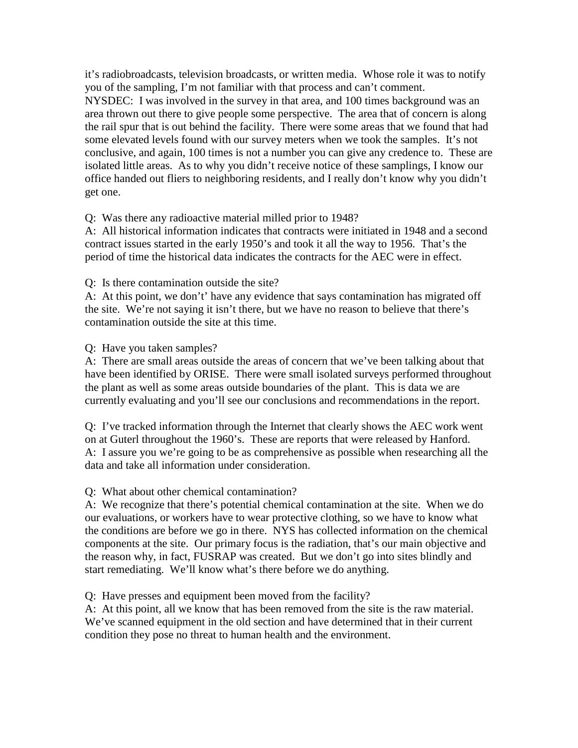it's radiobroadcasts, television broadcasts, or written media. Whose role it was to notify you of the sampling, I'm not familiar with that process and can't comment.
NYSDEC: I was involved in the survey in that area, and 100 times background was an area thrown out there to give people some perspective. The area that of concern is along the rail spur that is out behind the facility. There were some areas that we found that had some elevated levels found with our survey meters when we took the samples. It's not conclusive, and again, 100 times is not a number you can give any credence to. These are isolated little areas. As to why you didn't receive notice of these samplings, I know our office handed out fliers to neighboring residents, and I really don't know why you didn't get one.

Q: Was there any radioactive material milled prior to 1948?
A: All historical information indicates that contracts were initiated in 1948 and a second contract issues started in the early 1950's and took it all the way to 1956. That's the period of time the historical data indicates the contracts for the AEC were in effect.

Q: Is there contamination outside the site?
A: At this point, we don't' have any evidence that says contamination has migrated off the site. We're not saying it isn't there, but we have no reason to believe that there's contamination outside the site at this time.

Q: Have you taken samples?
A: There are small areas outside the areas of concern that we've been talking about that have been identified by ORISE. There were small isolated surveys performed throughout the plant as well as some areas outside boundaries of the plant. This is data we are currently evaluating and you'll see our conclusions and recommendations in the report.

Q: I've tracked information through the Internet that clearly shows the AEC work went on at Guterl throughout the 1960's. These are reports that were released by Hanford.
A: I assure you we're going to be as comprehensive as possible when researching all the data and take all information under consideration.

Q: What about other chemical contamination?
A: We recognize that there's potential chemical contamination at the site. When we do our evaluations, or workers have to wear protective clothing, so we have to know what the conditions are before we go in there. NYS has collected information on the chemical components at the site. Our primary focus is the radiation, that's our main objective and the reason why, in fact, FUSRAP was created. But we don't go into sites blindly and start remediating. We'll know what's there before we do anything.

Q: Have presses and equipment been moved from the facility?
A: At this point, all we know that has been removed from the site is the raw material. We've scanned equipment in the old section and have determined that in their current condition they pose no threat to human health and the environment.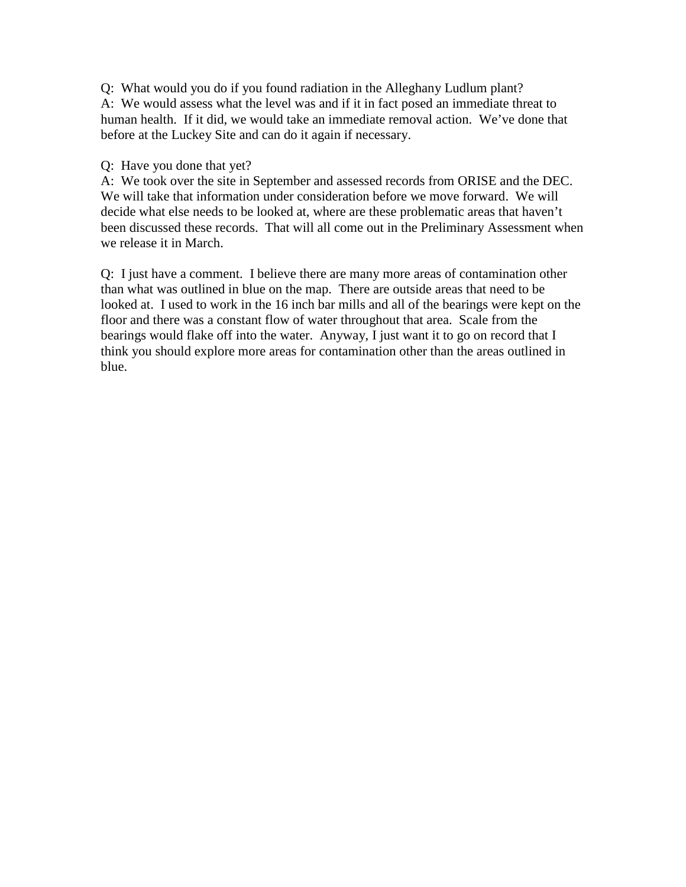Q: What would you do if you found radiation in the Alleghany Ludlum plant?
A: We would assess what the level was and if it in fact posed an immediate threat to human health. If it did, we would take an immediate removal action. We've done that before at the Luckey Site and can do it again if necessary.

Q: Have you done that yet?
A: We took over the site in September and assessed records from ORISE and the DEC. We will take that information under consideration before we move forward. We will decide what else needs to be looked at, where are these problematic areas that haven't been discussed these records. That will all come out in the Preliminary Assessment when we release it in March.

Q: I just have a comment. I believe there are many more areas of contamination other than what was outlined in blue on the map. There are outside areas that need to be looked at. I used to work in the 16 inch bar mills and all of the bearings were kept on the floor and there was a constant flow of water throughout that area. Scale from the bearings would flake off into the water. Anyway, I just want it to go on record that I think you should explore more areas for contamination other than the areas outlined in blue.